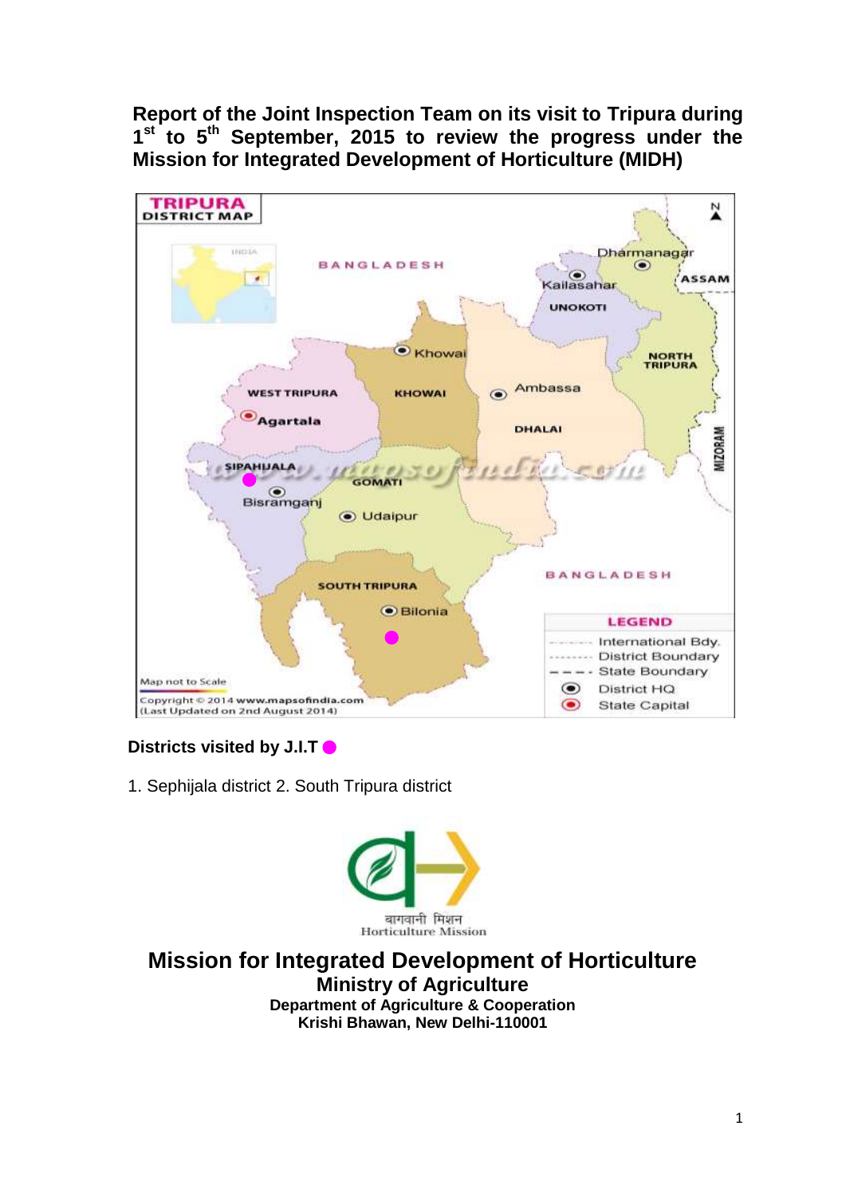# Report of the Joint Inspection Team on its visit to Tripura during 1st to 5th September, 2015 to review the progress under the Mission for Integrated Development of Horticulture (MIDH)

**Districts visited by J.I.T ●**

1. Sephijala district 2. South Tripura district

बागवानी मिशन
Horticulture Mission

## Mission for Integrated Development of Horticulture

### Ministry of Agriculture

**Department of Agriculture & Cooperation**
**Krishi Bhawan, New Delhi-110001**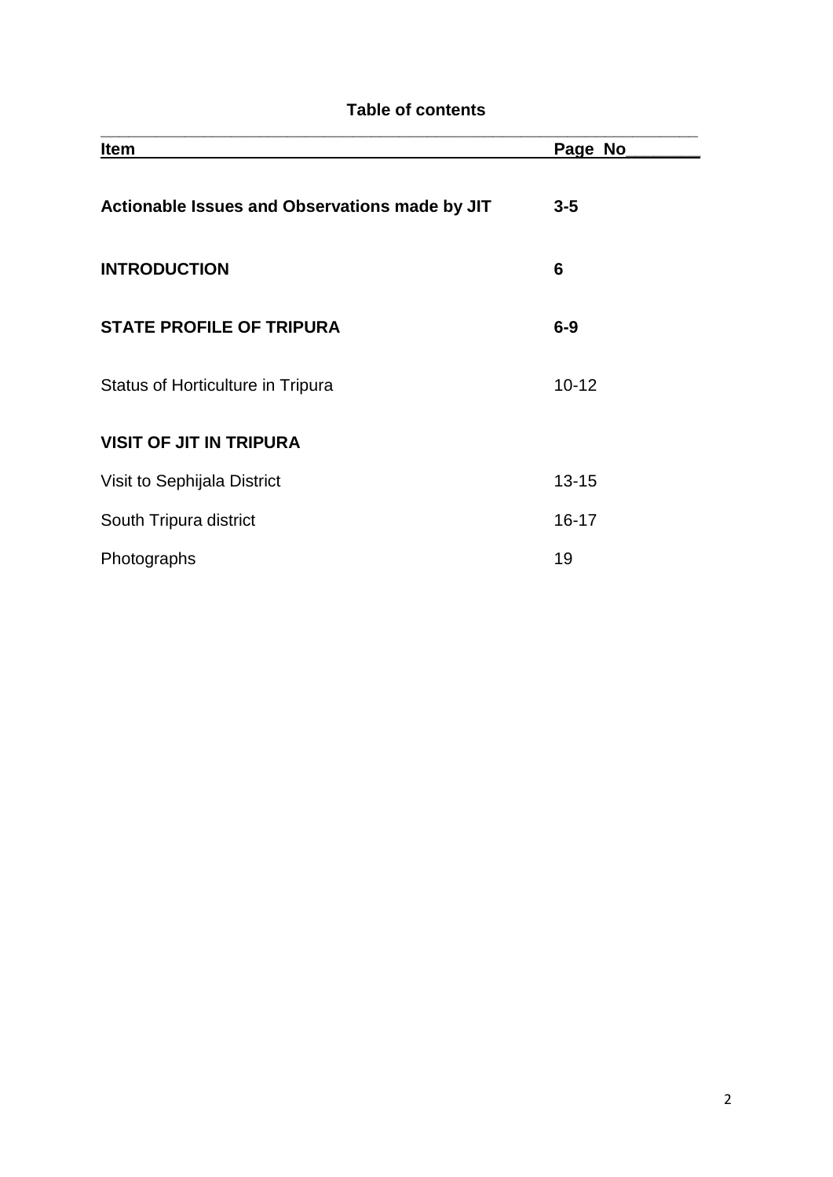## Table of contents

| Item | Page No |
|---|---|
| **Actionable Issues and Observations made by JIT** | **3-5** |
| **INTRODUCTION** | **6** |
| **STATE PROFILE OF TRIPURA** | **6-9** |
| Status of Horticulture in Tripura | 10-12 |
| **VISIT OF JIT IN TRIPURA** | |
| Visit to Sephijala District | 13-15 |
| South Tripura district | 16-17 |
| Photographs | 19 |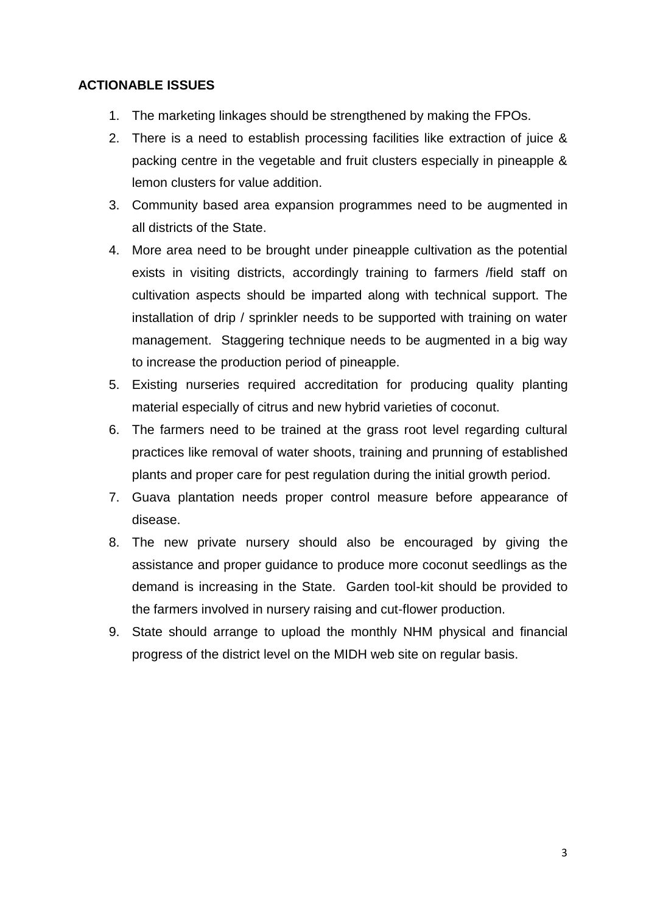**ACTIONABLE ISSUES**

1. The marketing linkages should be strengthened by making the FPOs.
2. There is a need to establish processing facilities like extraction of juice & packing centre in the vegetable and fruit clusters especially in pineapple & lemon clusters for value addition.
3. Community based area expansion programmes need to be augmented in all districts of the State.
4. More area need to be brought under pineapple cultivation as the potential exists in visiting districts, accordingly training to farmers /field staff on cultivation aspects should be imparted along with technical support. The installation of drip / sprinkler needs to be supported with training on water management. Staggering technique needs to be augmented in a big way to increase the production period of pineapple.
5. Existing nurseries required accreditation for producing quality planting material especially of citrus and new hybrid varieties of coconut.
6. The farmers need to be trained at the grass root level regarding cultural practices like removal of water shoots, training and prunning of established plants and proper care for pest regulation during the initial growth period.
7. Guava plantation needs proper control measure before appearance of disease.
8. The new private nursery should also be encouraged by giving the assistance and proper guidance to produce more coconut seedlings as the demand is increasing in the State. Garden tool-kit should be provided to the farmers involved in nursery raising and cut-flower production.
9. State should arrange to upload the monthly NHM physical and financial progress of the district level on the MIDH web site on regular basis.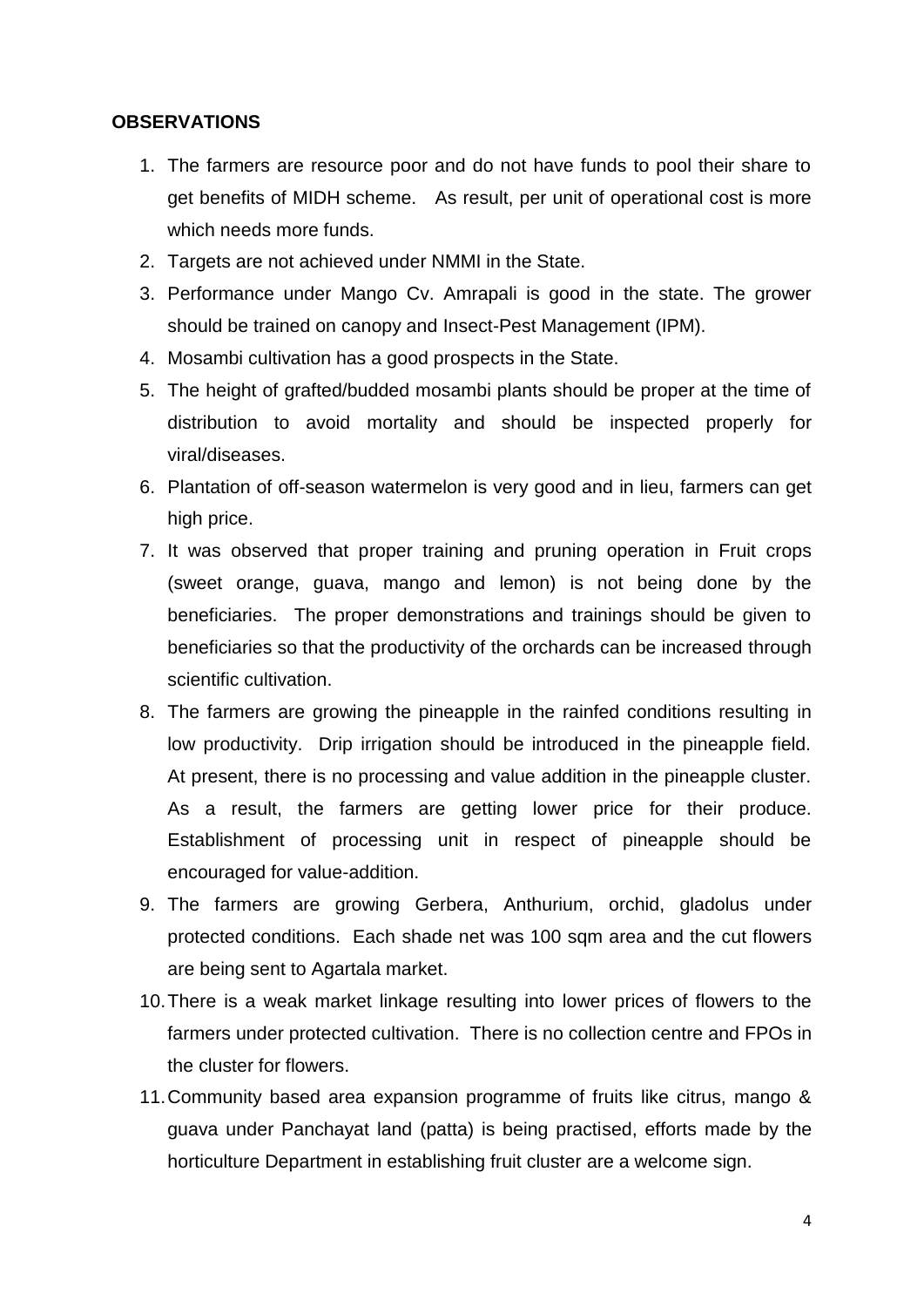**OBSERVATIONS**

1. The farmers are resource poor and do not have funds to pool their share to get benefits of MIDH scheme. As result, per unit of operational cost is more which needs more funds.
2. Targets are not achieved under NMMI in the State.
3. Performance under Mango Cv. Amrapali is good in the state. The grower should be trained on canopy and Insect-Pest Management (IPM).
4. Mosambi cultivation has a good prospects in the State.
5. The height of grafted/budded mosambi plants should be proper at the time of distribution to avoid mortality and should be inspected properly for viral/diseases.
6. Plantation of off-season watermelon is very good and in lieu, farmers can get high price.
7. It was observed that proper training and pruning operation in Fruit crops (sweet orange, guava, mango and lemon) is not being done by the beneficiaries. The proper demonstrations and trainings should be given to beneficiaries so that the productivity of the orchards can be increased through scientific cultivation.
8. The farmers are growing the pineapple in the rainfed conditions resulting in low productivity. Drip irrigation should be introduced in the pineapple field. At present, there is no processing and value addition in the pineapple cluster. As a result, the farmers are getting lower price for their produce. Establishment of processing unit in respect of pineapple should be encouraged for value-addition.
9. The farmers are growing Gerbera, Anthurium, orchid, gladolus under protected conditions. Each shade net was 100 sqm area and the cut flowers are being sent to Agartala market.
10. There is a weak market linkage resulting into lower prices of flowers to the farmers under protected cultivation. There is no collection centre and FPOs in the cluster for flowers.
11. Community based area expansion programme of fruits like citrus, mango & guava under Panchayat land (patta) is being practised, efforts made by the horticulture Department in establishing fruit cluster are a welcome sign.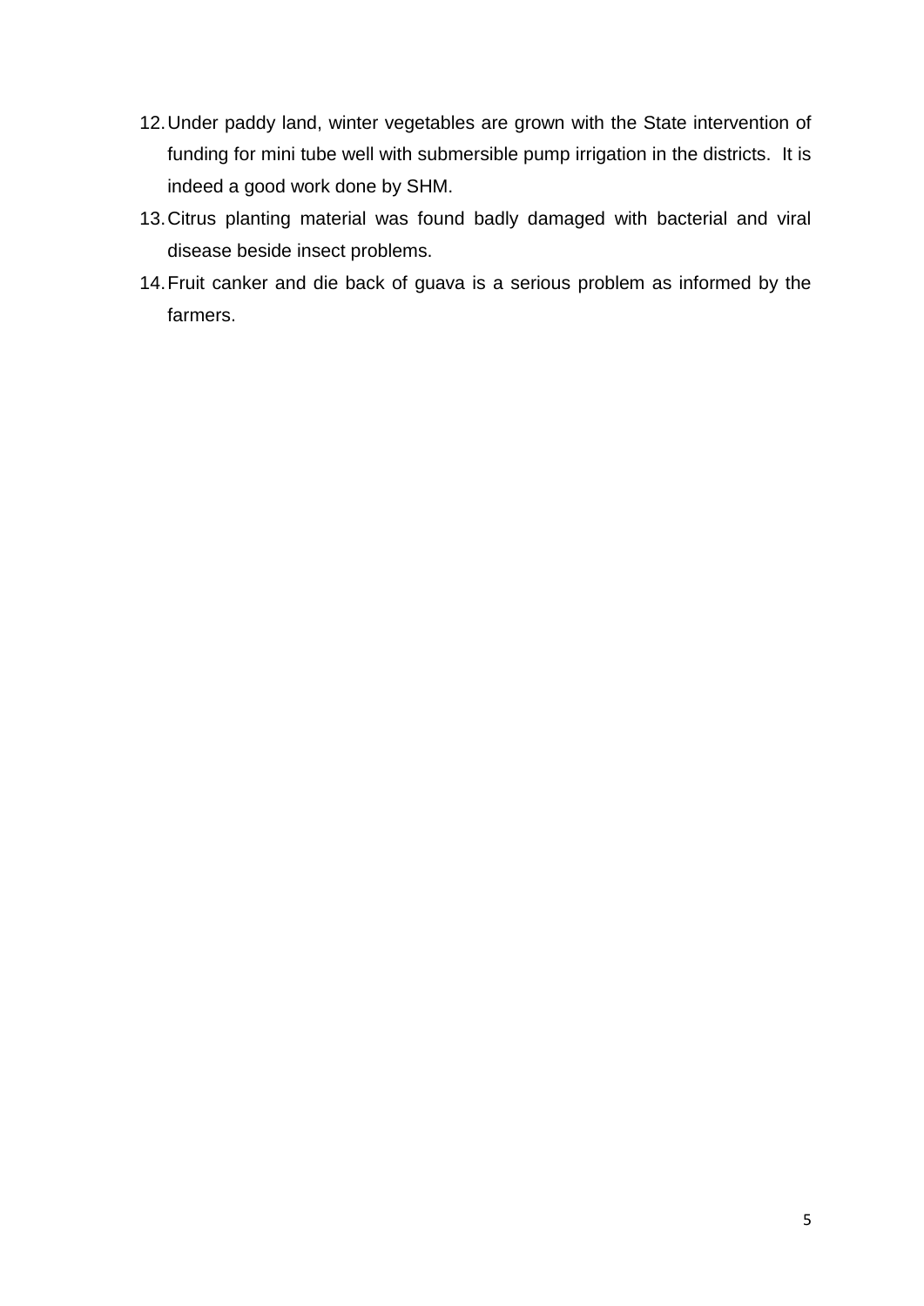12. Under paddy land, winter vegetables are grown with the State intervention of funding for mini tube well with submersible pump irrigation in the districts. It is indeed a good work done by SHM.
13. Citrus planting material was found badly damaged with bacterial and viral disease beside insect problems.
14. Fruit canker and die back of guava is a serious problem as informed by the farmers.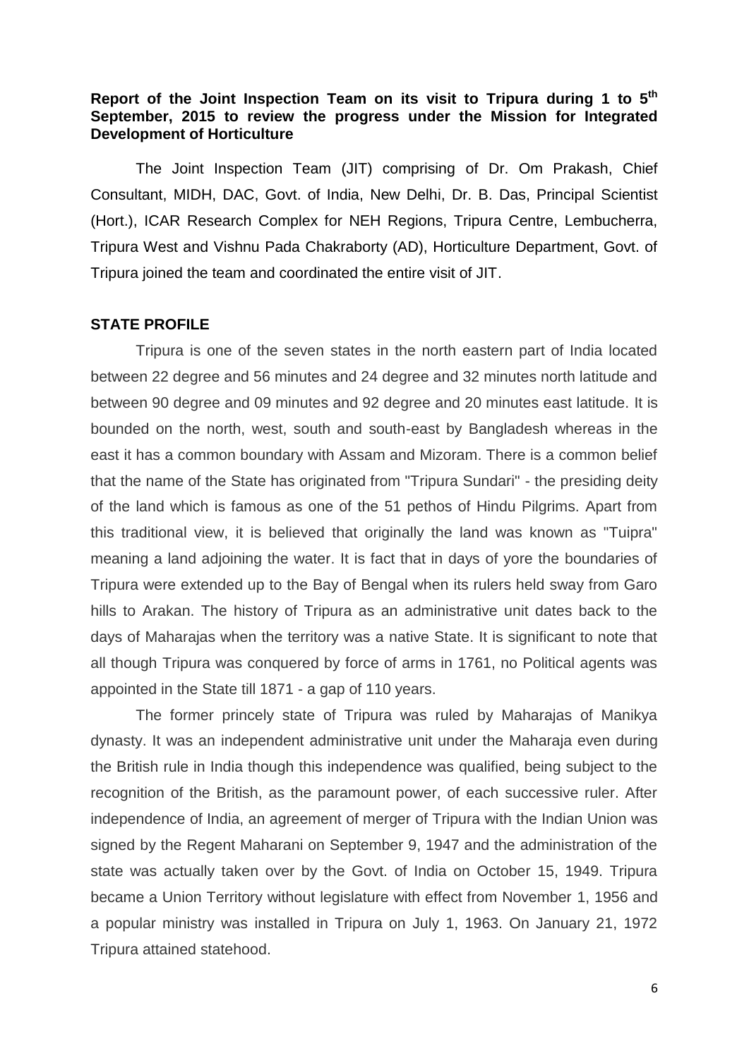**Report of the Joint Inspection Team on its visit to Tripura during 1 to 5th September, 2015 to review the progress under the Mission for Integrated Development of Horticulture**

The Joint Inspection Team (JIT) comprising of Dr. Om Prakash, Chief Consultant, MIDH, DAC, Govt. of India, New Delhi, Dr. B. Das, Principal Scientist (Hort.), ICAR Research Complex for NEH Regions, Tripura Centre, Lembucherra, Tripura West and Vishnu Pada Chakraborty (AD), Horticulture Department, Govt. of Tripura joined the team and coordinated the entire visit of JIT.

**STATE PROFILE**

Tripura is one of the seven states in the north eastern part of India located between 22 degree and 56 minutes and 24 degree and 32 minutes north latitude and between 90 degree and 09 minutes and 92 degree and 20 minutes east latitude. It is bounded on the north, west, south and south-east by Bangladesh whereas in the east it has a common boundary with Assam and Mizoram. There is a common belief that the name of the State has originated from "Tripura Sundari" - the presiding deity of the land which is famous as one of the 51 pethos of Hindu Pilgrims. Apart from this traditional view, it is believed that originally the land was known as "Tuipra" meaning a land adjoining the water. It is fact that in days of yore the boundaries of Tripura were extended up to the Bay of Bengal when its rulers held sway from Garo hills to Arakan. The history of Tripura as an administrative unit dates back to the days of Maharajas when the territory was a native State. It is significant to note that all though Tripura was conquered by force of arms in 1761, no Political agents was appointed in the State till 1871 - a gap of 110 years.

The former princely state of Tripura was ruled by Maharajas of Manikya dynasty. It was an independent administrative unit under the Maharaja even during the British rule in India though this independence was qualified, being subject to the recognition of the British, as the paramount power, of each successive ruler. After independence of India, an agreement of merger of Tripura with the Indian Union was signed by the Regent Maharani on September 9, 1947 and the administration of the state was actually taken over by the Govt. of India on October 15, 1949. Tripura became a Union Territory without legislature with effect from November 1, 1956 and a popular ministry was installed in Tripura on July 1, 1963. On January 21, 1972 Tripura attained statehood.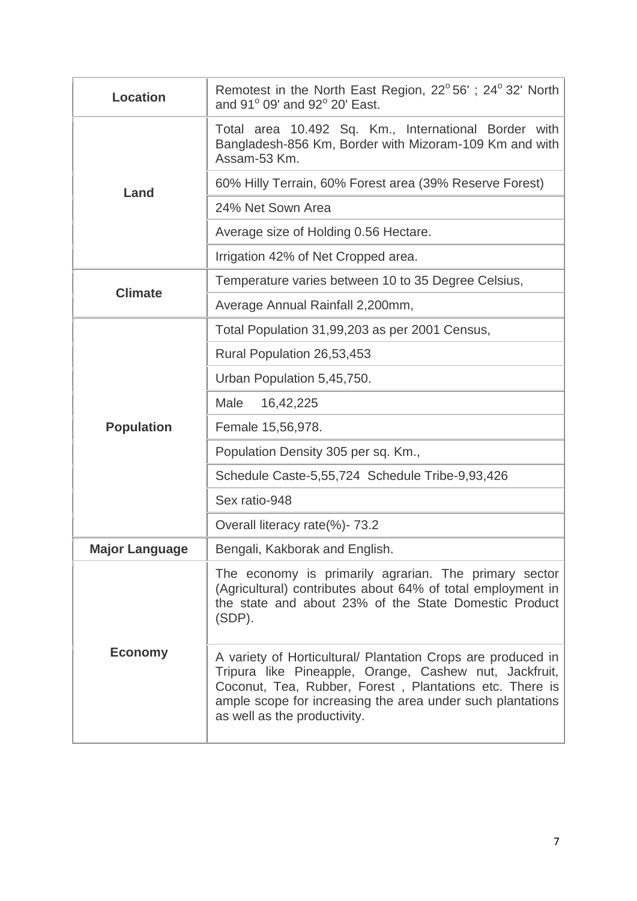| | |
|---|---|
| **Location** | Remotest in the North East Region, 22$^o$ 56' ; 24$^o$ 32' North and 91$^o$ 09' and 92$^o$ 20' East. |
| **Land** | Total area 10.492 Sq. Km., International Border with Bangladesh-856 Km, Border with Mizoram-109 Km and with Assam-53 Km. |
| | 60% Hilly Terrain, 60% Forest area (39% Reserve Forest) |
| | 24% Net Sown Area |
| | Average size of Holding 0.56 Hectare. |
| | Irrigation 42% of Net Cropped area. |
| **Climate** | Temperature varies between 10 to 35 Degree Celsius, |
| | Average Annual Rainfall 2,200mm, |
| **Population** | Total Population 31,99,203 as per 2001 Census, |
| | Rural Population 26,53,453 |
| | Urban Population 5,45,750. |
| | Male 16,42,225 |
| | Female 15,56,978. |
| | Population Density 305 per sq. Km., |
| | Schedule Caste-5,55,724 Schedule Tribe-9,93,426 |
| | Sex ratio-948 |
| | Overall literacy rate(%)- 73.2 |
| **Major Language** | Bengali, Kakborak and English. |
| **Economy** | The economy is primarily agrarian. The primary sector (Agricultural) contributes about 64% of total employment in the state and about 23% of the State Domestic Product (SDP). |
| | A variety of Horticultural/ Plantation Crops are produced in Tripura like Pineapple, Orange, Cashew nut, Jackfruit, Coconut, Tea, Rubber, Forest , Plantations etc. There is ample scope for increasing the area under such plantations as well as the productivity. |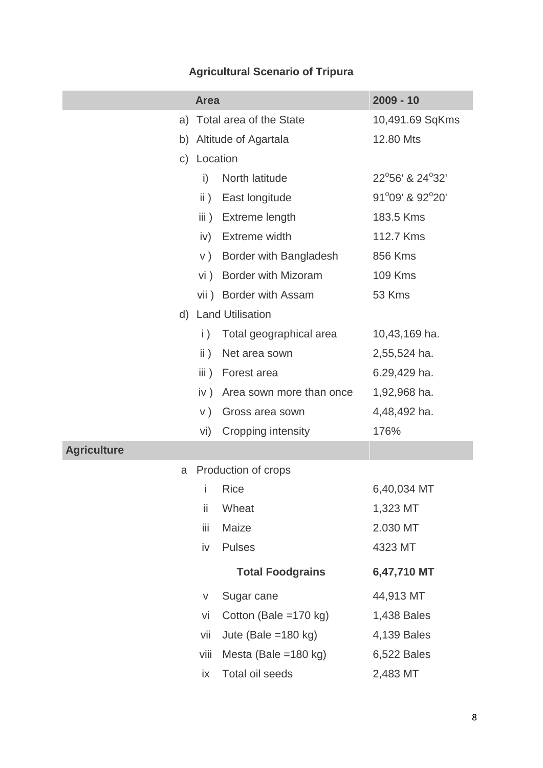## Agricultural Scenario of Tripura

| | | Area | 2009 - 10 |
|---|---|---|---|
| a) | | Total area of the State | 10,491.69 SqKms |
| b) | | Altitude of Agartala | 12.80 Mts |
| c) | | Location | |
| | i) | North latitude | 22°56' & 24°32' |
| | ii ) | East longitude | 91°09' & 92°20' |
| | iii ) | Extreme length | 183.5 Kms |
| | iv) | Extreme width | 112.7 Kms |
| | v ) | Border with Bangladesh | 856 Kms |
| | vi ) | Border with Mizoram | 109 Kms |
| | vii ) | Border with Assam | 53 Kms |
| d) | | Land Utilisation | |
| | i ) | Total geographical area | 10,43,169 ha. |
| | ii ) | Net area sown | 2,55,524 ha. |
| | iii ) | Forest area | 6.29,429 ha. |
| | iv ) | Area sown more than once | 1,92,968 ha. |
| | v ) | Gross area sown | 4,48,492 ha. |
| | vi) | Cropping intensity | 176% |
| **Agriculture** | | | |
| a | | Production of crops | |
| | i | Rice | 6,40,034 MT |
| | ii | Wheat | 1,323 MT |
| | iii | Maize | 2.030 MT |
| | iv | Pulses | 4323 MT |
| | | **Total Foodgrains** | **6,47,710 MT** |
| | v | Sugar cane | 44,913 MT |
| | vi | Cotton (Bale =170 kg) | 1,438 Bales |
| | vii | Jute (Bale =180 kg) | 4,139 Bales |
| | viii | Mesta (Bale =180 kg) | 6,522 Bales |
| | ix | Total oil seeds | 2,483 MT |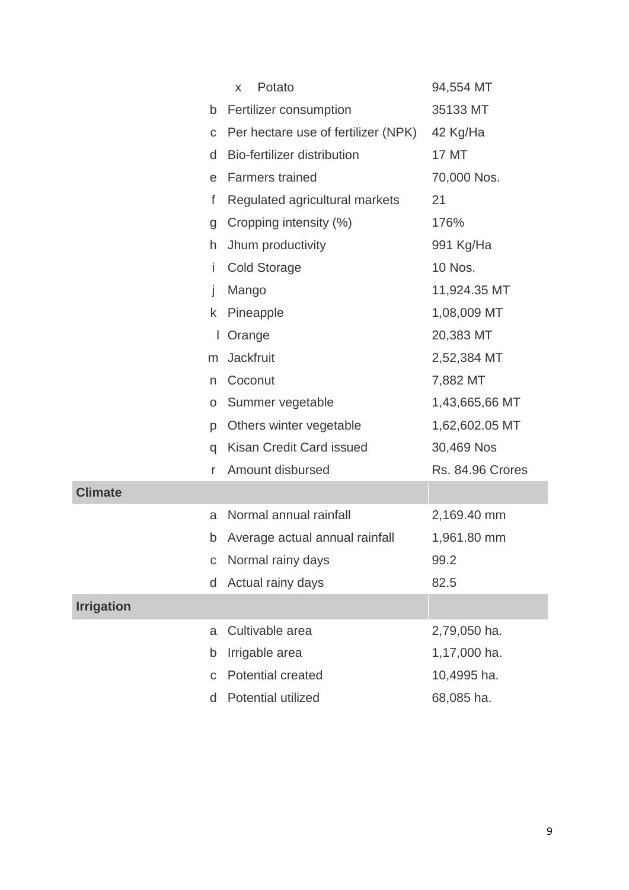| | | | |
|---|---|---|---|
| | x | Potato | 94,554 MT |
| | b | Fertilizer consumption | 35133 MT |
| | c | Per hectare use of fertilizer (NPK) | 42 Kg/Ha |
| | d | Bio-fertilizer distribution | 17 MT |
| | e | Farmers trained | 70,000 Nos. |
| | f | Regulated agricultural markets | 21 |
| | g | Cropping intensity (%) | 176% |
| | h | Jhum productivity | 991 Kg/Ha |
| | i | Cold Storage | 10 Nos. |
| | j | Mango | 11,924.35 MT |
| | k | Pineapple | 1,08,009 MT |
| | l | Orange | 20,383 MT |
| | m | Jackfruit | 2,52,384 MT |
| | n | Coconut | 7,882 MT |
| | o | Summer vegetable | 1,43,665,66 MT |
| | p | Others winter vegetable | 1,62,602.05 MT |
| | q | Kisan Credit Card issued | 30,469 Nos |
| | r | Amount disbursed | Rs. 84.96 Crores |
| **Climate** | | | |
| | a | Normal annual rainfall | 2,169.40 mm |
| | b | Average actual annual rainfall | 1,961.80 mm |
| | c | Normal rainy days | 99.2 |
| | d | Actual rainy days | 82.5 |
| **Irrigation** | | | |
| | a | Cultivable area | 2,79,050 ha. |
| | b | Irrigable area | 1,17,000 ha. |
| | c | Potential created | 10,4995 ha. |
| | d | Potential utilized | 68,085 ha. |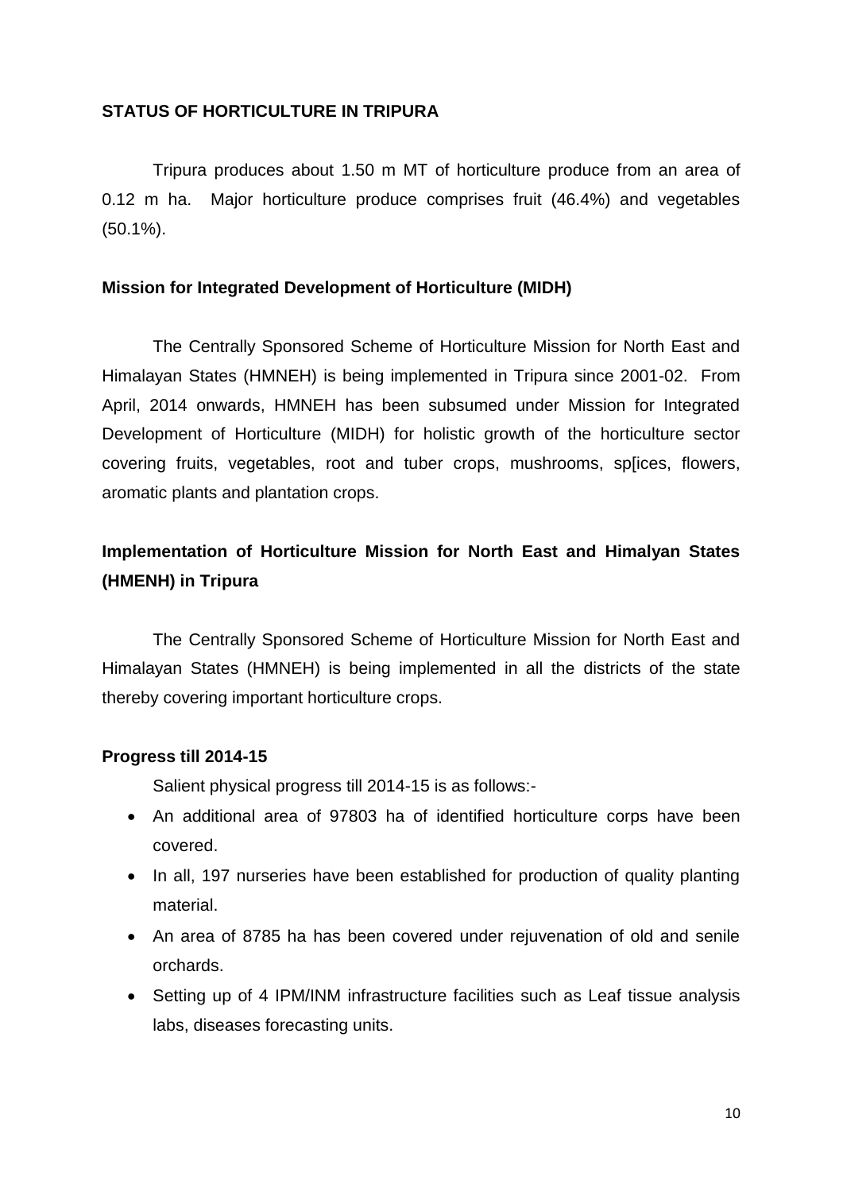**STATUS OF HORTICULTURE IN TRIPURA**

Tripura produces about 1.50 m MT of horticulture produce from an area of 0.12 m ha. Major horticulture produce comprises fruit (46.4%) and vegetables (50.1%).

**Mission for Integrated Development of Horticulture (MIDH)**

The Centrally Sponsored Scheme of Horticulture Mission for North East and Himalayan States (HMNEH) is being implemented in Tripura since 2001-02. From April, 2014 onwards, HMNEH has been subsumed under Mission for Integrated Development of Horticulture (MIDH) for holistic growth of the horticulture sector covering fruits, vegetables, root and tuber crops, mushrooms, sp[ices, flowers, aromatic plants and plantation crops.

**Implementation of Horticulture Mission for North East and Himalyan States (HMENH) in Tripura**

The Centrally Sponsored Scheme of Horticulture Mission for North East and Himalayan States (HMNEH) is being implemented in all the districts of the state thereby covering important horticulture crops.

**Progress till 2014-15**

Salient physical progress till 2014-15 is as follows:-

- An additional area of 97803 ha of identified horticulture corps have been covered.
- In all, 197 nurseries have been established for production of quality planting material.
- An area of 8785 ha has been covered under rejuvenation of old and senile orchards.
- Setting up of 4 IPM/INM infrastructure facilities such as Leaf tissue analysis labs, diseases forecasting units.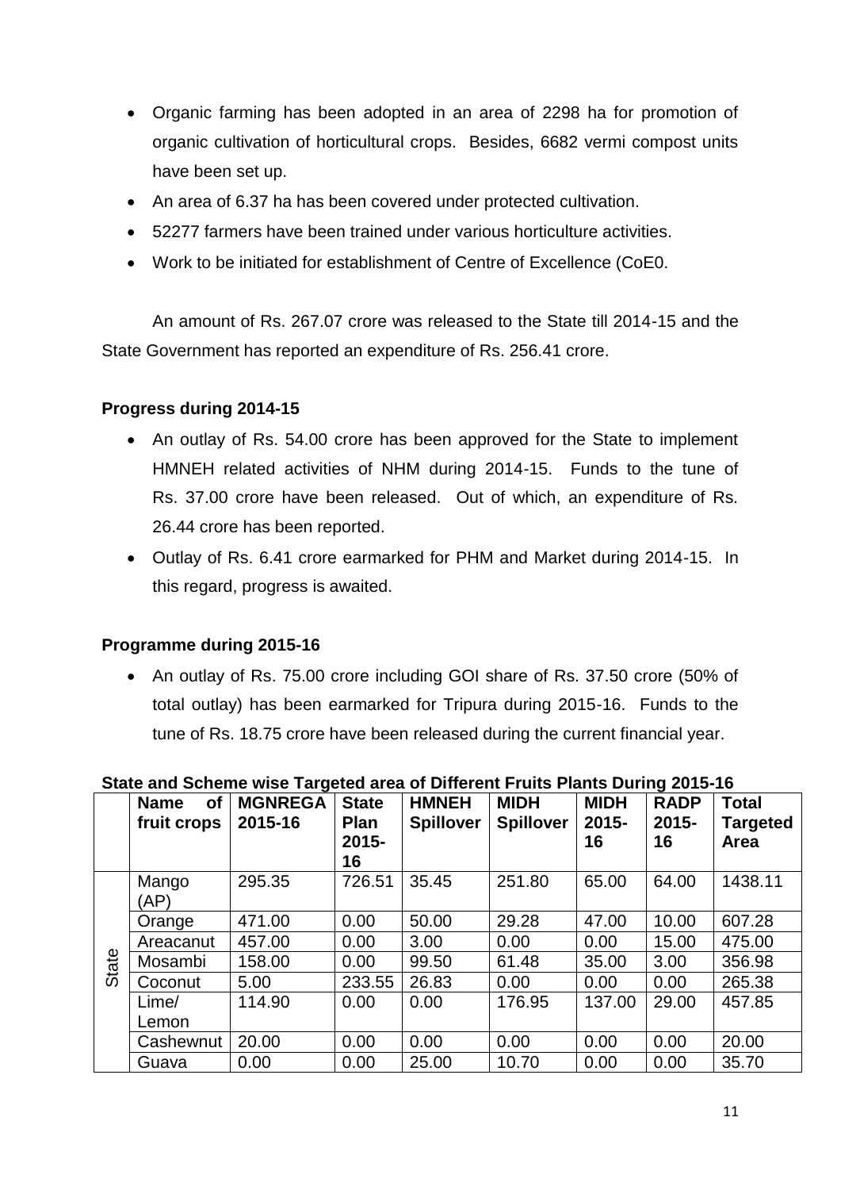- Organic farming has been adopted in an area of 2298 ha for promotion of organic cultivation of horticultural crops. Besides, 6682 vermi compost units have been set up.
- An area of 6.37 ha has been covered under protected cultivation.
- 52277 farmers have been trained under various horticulture activities.
- Work to be initiated for establishment of Centre of Excellence (CoE0.

An amount of Rs. 267.07 crore was released to the State till 2014-15 and the State Government has reported an expenditure of Rs. 256.41 crore.

**Progress during 2014-15**

- An outlay of Rs. 54.00 crore has been approved for the State to implement HMNEH related activities of NHM during 2014-15. Funds to the tune of Rs. 37.00 crore have been released. Out of which, an expenditure of Rs. 26.44 crore has been reported.
- Outlay of Rs. 6.41 crore earmarked for PHM and Market during 2014-15. In this regard, progress is awaited.

**Programme during 2015-16**

- An outlay of Rs. 75.00 crore including GOI share of Rs. 37.50 crore (50% of total outlay) has been earmarked for Tripura during 2015-16. Funds to the tune of Rs. 18.75 crore have been released during the current financial year.

**State and Scheme wise Targeted area of Different Fruits Plants During 2015-16**

| | Name of fruit crops | MGNREGA 2015-16 | State Plan 2015-16 | HMNEH Spillover | MIDH Spillover | MIDH 2015-16 | RADP 2015-16 | Total Targeted Area |
|---|---|---|---|---|---|---|---|---|
| State | Mango (AP) | 295.35 | 726.51 | 35.45 | 251.80 | 65.00 | 64.00 | 1438.11 |
| | Orange | 471.00 | 0.00 | 50.00 | 29.28 | 47.00 | 10.00 | 607.28 |
| | Areacanut | 457.00 | 0.00 | 3.00 | 0.00 | 0.00 | 15.00 | 475.00 |
| | Mosambi | 158.00 | 0.00 | 99.50 | 61.48 | 35.00 | 3.00 | 356.98 |
| | Coconut | 5.00 | 233.55 | 26.83 | 0.00 | 0.00 | 0.00 | 265.38 |
| | Lime/ Lemon | 114.90 | 0.00 | 0.00 | 176.95 | 137.00 | 29.00 | 457.85 |
| | Cashewnut | 20.00 | 0.00 | 0.00 | 0.00 | 0.00 | 0.00 | 20.00 |
| | Guava | 0.00 | 0.00 | 25.00 | 10.70 | 0.00 | 0.00 | 35.70 |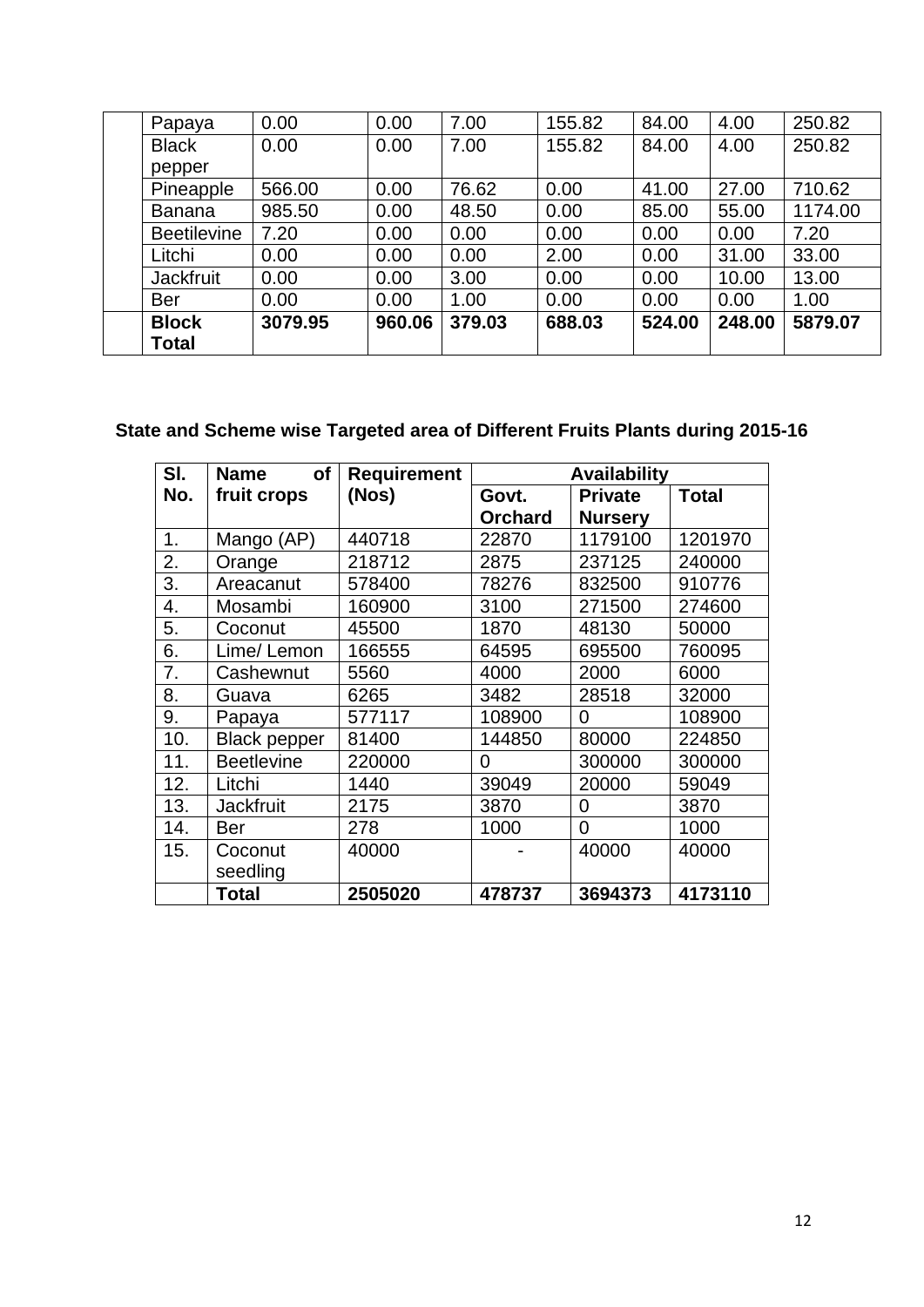| | | | | | | | | |
|---|---|---|---|---|---|---|---|---|
| | Papaya | 0.00 | 0.00 | 7.00 | 155.82 | 84.00 | 4.00 | 250.82 |
| | Black pepper | 0.00 | 0.00 | 7.00 | 155.82 | 84.00 | 4.00 | 250.82 |
| | Pineapple | 566.00 | 0.00 | 76.62 | 0.00 | 41.00 | 27.00 | 710.62 |
| | Banana | 985.50 | 0.00 | 48.50 | 0.00 | 85.00 | 55.00 | 1174.00 |
| | Beetilevine | 7.20 | 0.00 | 0.00 | 0.00 | 0.00 | 0.00 | 7.20 |
| | Litchi | 0.00 | 0.00 | 0.00 | 2.00 | 0.00 | 31.00 | 33.00 |
| | Jackfruit | 0.00 | 0.00 | 3.00 | 0.00 | 0.00 | 10.00 | 13.00 |
| | Ber | 0.00 | 0.00 | 1.00 | 0.00 | 0.00 | 0.00 | 1.00 |
| | **Block Total** | **3079.95** | **960.06** | **379.03** | **688.03** | **524.00** | **248.00** | **5879.07** |

## State and Scheme wise Targeted area of Different Fruits Plants during 2015-16

| Sl. No. | Name of fruit crops | Requirement (Nos) | Availability | | |
|---|---|---|---|---|---|
| | | | Govt. Orchard | Private Nursery | Total |
| 1. | Mango (AP) | 440718 | 22870 | 1179100 | 1201970 |
| 2. | Orange | 218712 | 2875 | 237125 | 240000 |
| 3. | Areacanut | 578400 | 78276 | 832500 | 910776 |
| 4. | Mosambi | 160900 | 3100 | 271500 | 274600 |
| 5. | Coconut | 45500 | 1870 | 48130 | 50000 |
| 6. | Lime/ Lemon | 166555 | 64595 | 695500 | 760095 |
| 7. | Cashewnut | 5560 | 4000 | 2000 | 6000 |
| 8. | Guava | 6265 | 3482 | 28518 | 32000 |
| 9. | Papaya | 577117 | 108900 | 0 | 108900 |
| 10. | Black pepper | 81400 | 144850 | 80000 | 224850 |
| 11. | Beetlevine | 220000 | 0 | 300000 | 300000 |
| 12. | Litchi | 1440 | 39049 | 20000 | 59049 |
| 13. | Jackfruit | 2175 | 3870 | 0 | 3870 |
| 14. | Ber | 278 | 1000 | 0 | 1000 |
| 15. | Coconut seedling | 40000 | - | 40000 | 40000 |
| | **Total** | **2505020** | **478737** | **3694373** | **4173110** |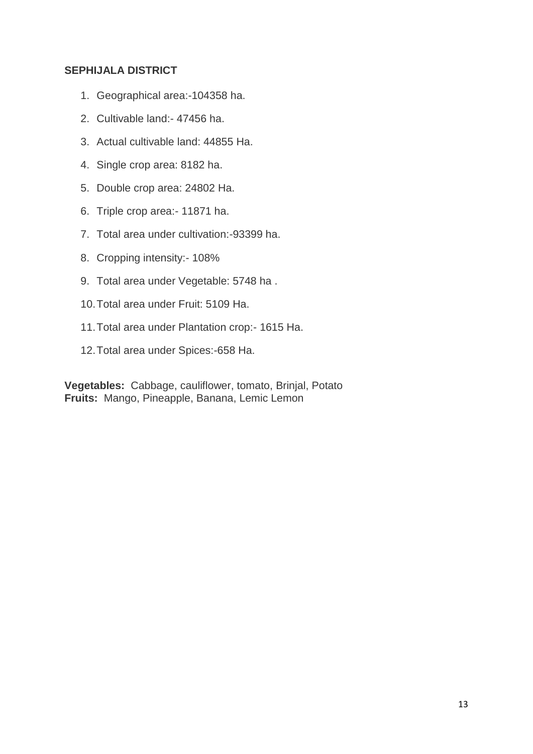**SEPHIJALA DISTRICT**

1. Geographical area:-104358 ha.
2. Cultivable land:- 47456 ha.
3. Actual cultivable land: 44855 Ha.
4. Single crop area: 8182 ha.
5. Double crop area: 24802 Ha.
6. Triple crop area:- 11871 ha.
7. Total area under cultivation:-93399 ha.
8. Cropping intensity:- 108%
9. Total area under Vegetable: 5748 ha .
10. Total area under Fruit: 5109 Ha.
11. Total area under Plantation crop:- 1615 Ha.
12. Total area under Spices:-658 Ha.

**Vegetables:** Cabbage, cauliflower, tomato, Brinjal, Potato
**Fruits:** Mango, Pineapple, Banana, Lemic Lemon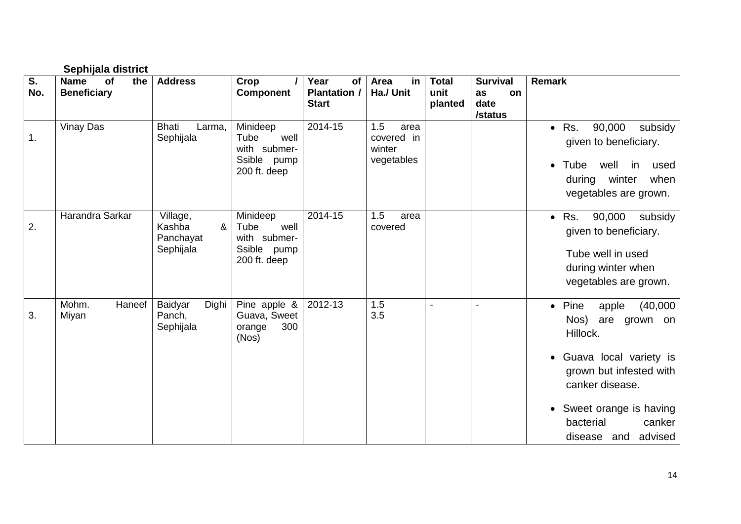**Sephijala district**

| S. No. | Name of the Beneficiary | Address | Crop / Component | Year of Plantation / Start | Area in Ha./ Unit | Total unit planted | Survival as on date /status | Remark |
|---|---|---|---|---|---|---|---|---|
| 1. | Vinay Das | Bhati Larma, Sephijala | Minideep Tube well with submer-Ssible pump 200 ft. deep | 2014-15 | 1.5 area covered in winter vegetables | | | • Rs. 90,000 subsidy given to beneficiary. • Tube well in used during winter when vegetables are grown. |
| 2. | Harandra Sarkar | Village, Kashba & Panchayat Sephijala | Minideep Tube well with submer-Ssible pump 200 ft. deep | 2014-15 | 1.5 area covered | | | • Rs. 90,000 subsidy given to beneficiary. Tube well in used during winter when vegetables are grown. |
| 3. | Mohm. Haneef Miyan | Baidyar Dighi Panch, Sephijala | Pine apple & Guava, Sweet orange 300 (Nos) | 2012-13 | 1.5 3.5 | - | - | • Pine apple (40,000 Nos) are grown on Hillock. • Guava local variety is grown but infested with canker disease. • Sweet orange is having bacterial canker disease and advised |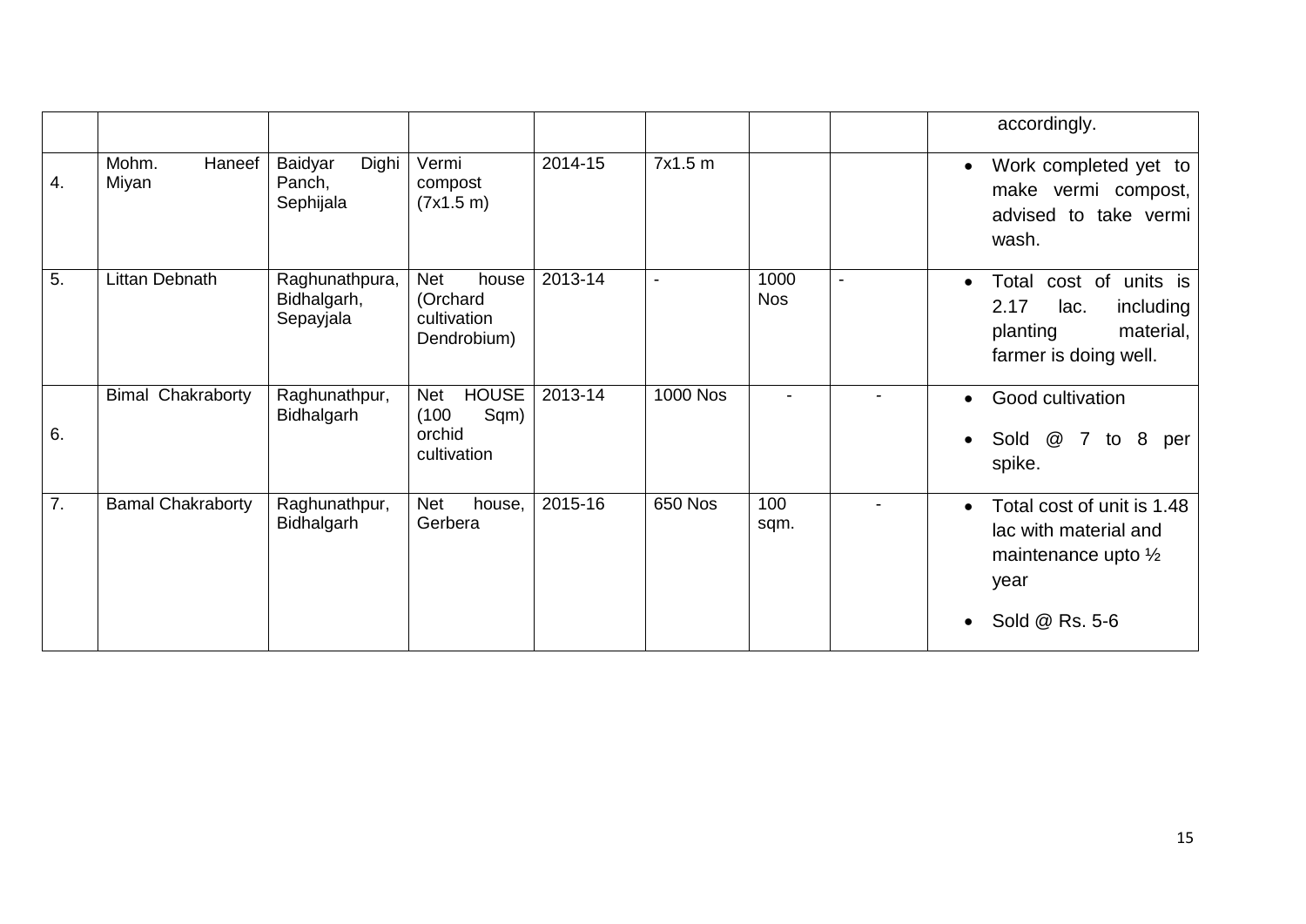|  |  |  |  |  |  |  |  | accordingly. |
|---|---|---|---|---|---|---|---|---|
| 4. | Mohm. Haneef Miyan | Baidyar Dighi Panch, Sephijala | Vermi compost (7x1.5 m) | 2014-15 | 7x1.5 m |  |  | • Work completed yet to make vermi compost, advised to take vermi wash. |
| 5. | Littan Debnath | Raghunathpura, Bidhalgarh, Sepayjala | Net house (Orchard cultivation Dendrobium) | 2013-14 | - | 1000 Nos | - | • Total cost of units is 2.17 lac. including planting material, farmer is doing well. |
| 6. | Bimal Chakraborty | Raghunathpur, Bidhalgarh | Net HOUSE (100 Sqm) orchid cultivation | 2013-14 | 1000 Nos | - | - | • Good cultivation<br>• Sold @ 7 to 8 per spike. |
| 7. | Bamal Chakraborty | Raghunathpur, Bidhalgarh | Net house, Gerbera | 2015-16 | 650 Nos | 100 sqm. | - | • Total cost of unit is 1.48 lac with material and maintenance upto ½ year<br>• Sold @ Rs. 5-6 |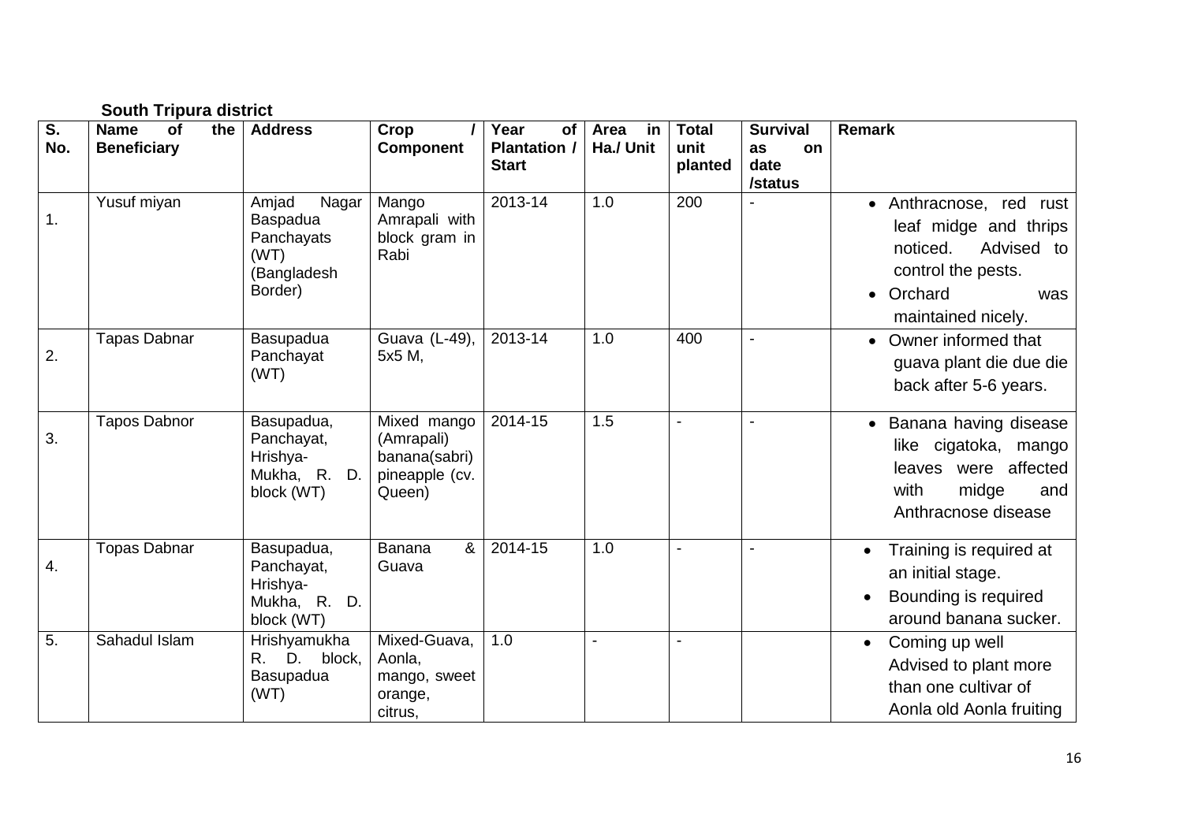**South Tripura district**

| S. No. | Name of the Beneficiary | Address | Crop / Component | Year of Plantation / Start | Area in Ha./ Unit | Total unit planted | Survival as on date /status | Remark |
|---|---|---|---|---|---|---|---|---|
| 1. | Yusuf miyan | Amjad Nagar Baspadua Panchayats (WT) (Bangladesh Border) | Mango Amrapali with block gram in Rabi | 2013-14 | 1.0 | 200 | - | • Anthracnose, red rust leaf midge and thrips noticed. Advised to control the pests.<br>• Orchard was maintained nicely. |
| 2. | Tapas Dabnar | Basupadua Panchayat (WT) | Guava (L-49), 5x5 M, | 2013-14 | 1.0 | 400 | - | • Owner informed that guava plant die due die back after 5-6 years. |
| 3. | Tapos Dabnor | Basupadua, Panchayat, Hrishya-Mukha, R. D. block (WT) | Mixed mango (Amrapali) banana(sabri) pineapple (cv. Queen) | 2014-15 | 1.5 | - | - | • Banana having disease like cigatoka, mango leaves were affected with midge and Anthracnose disease |
| 4. | Topas Dabnar | Basupadua, Panchayat, Hrishya-Mukha, R. D. block (WT) | Banana & Guava | 2014-15 | 1.0 | - | - | • Training is required at an initial stage.<br>• Bounding is required around banana sucker. |
| 5. | Sahadul Islam | Hrishyamukha R. D. block, Basupadua (WT) | Mixed-Guava, Aonla, mango, sweet orange, citrus, | 1.0 | - | - | | • Coming up well Advised to plant more than one cultivar of Aonla old Aonla fruiting |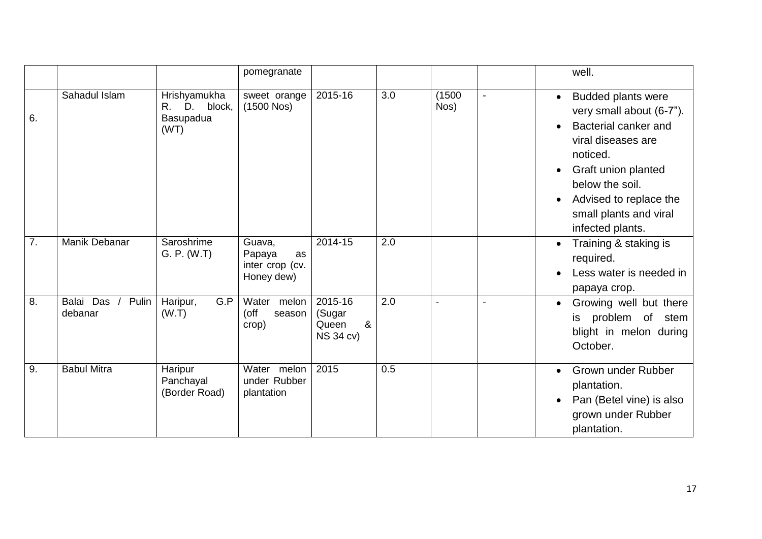|  |  |  | pomegranate |  |  |  |  | well. |
|---|---|---|---|---|---|---|---|---|
| 6. | Sahadul Islam | Hrishyamukha R. D. block, Basupadua (WT) | sweet orange (1500 Nos) | 2015-16 | 3.0 | (1500 Nos) | - | • Budded plants were very small about (6-7"). • Bacterial canker and viral diseases are noticed. • Graft union planted below the soil. • Advised to replace the small plants and viral infected plants. |
| 7. | Manik Debanar | Saroshrime G. P. (W.T) | Guava, Papaya as inter crop (cv. Honey dew) | 2014-15 | 2.0 |  |  | • Training & staking is required. • Less water is needed in papaya crop. |
| 8. | Balai Das / Pulin debanar | Haripur, G.P (W.T) | Water melon (off season crop) | 2015-16 (Sugar Queen & NS 34 cv) | 2.0 | - | - | • Growing well but there is problem of stem blight in melon during October. |
| 9. | Babul Mitra | Haripur Panchayal (Border Road) | Water melon under Rubber plantation | 2015 | 0.5 |  |  | • Grown under Rubber plantation. • Pan (Betel vine) is also grown under Rubber plantation. |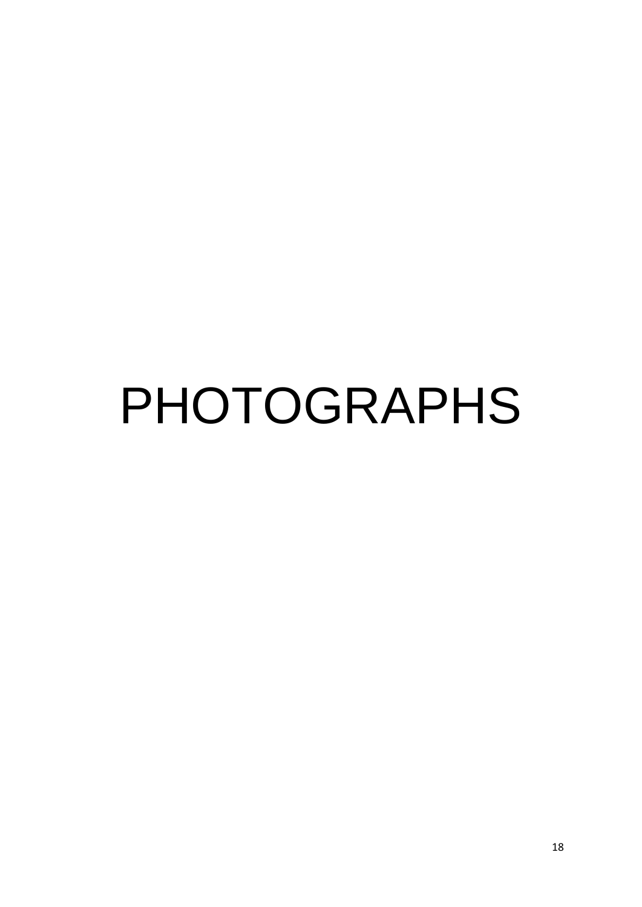# PHOTOGRAPHS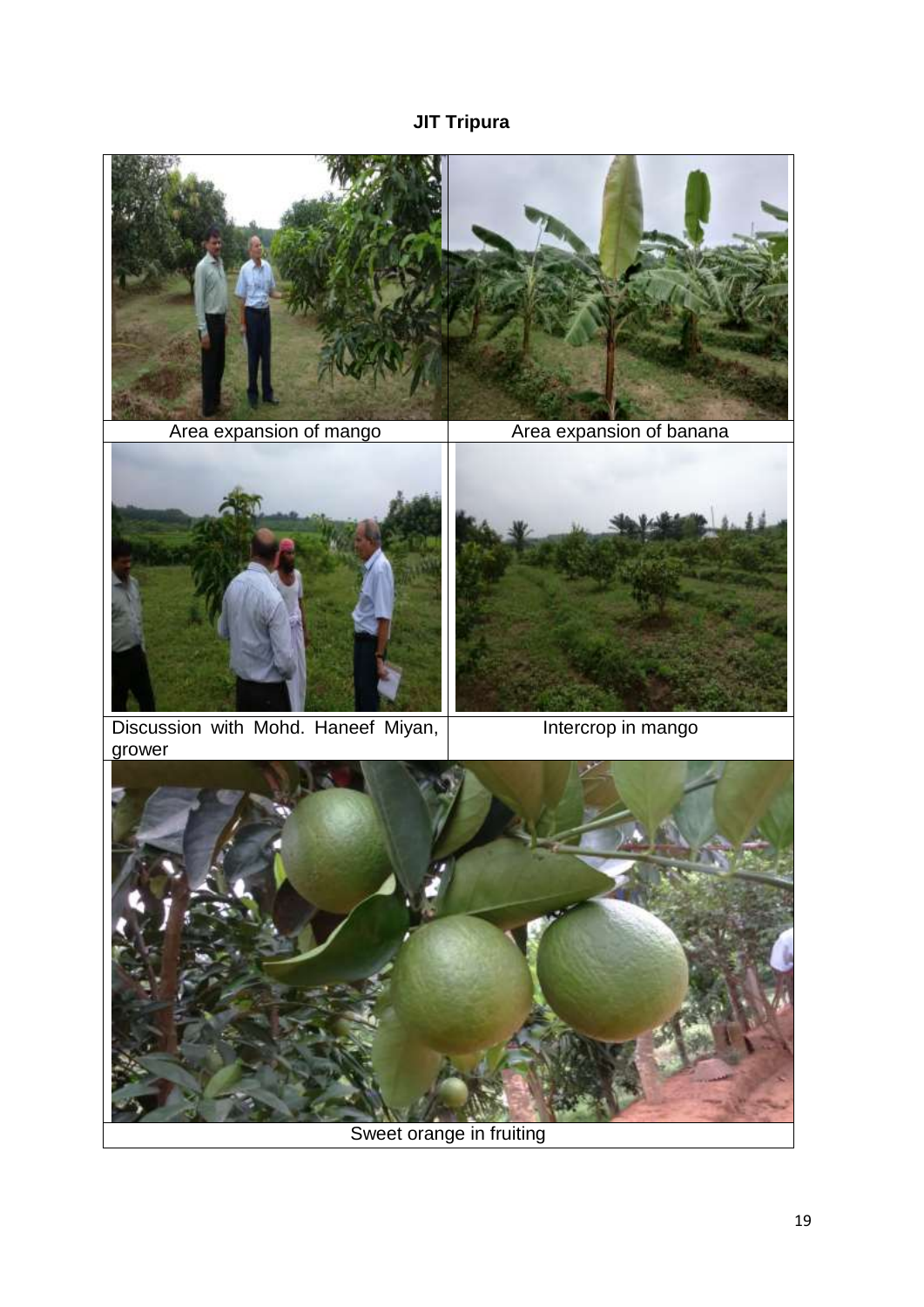**JIT Tripura**

| | |
|---|---|
| Area expansion of mango | Area expansion of banana |
| Discussion with Mohd. Haneef Miyan, grower | Intercrop in mango |

Sweet orange in fruiting